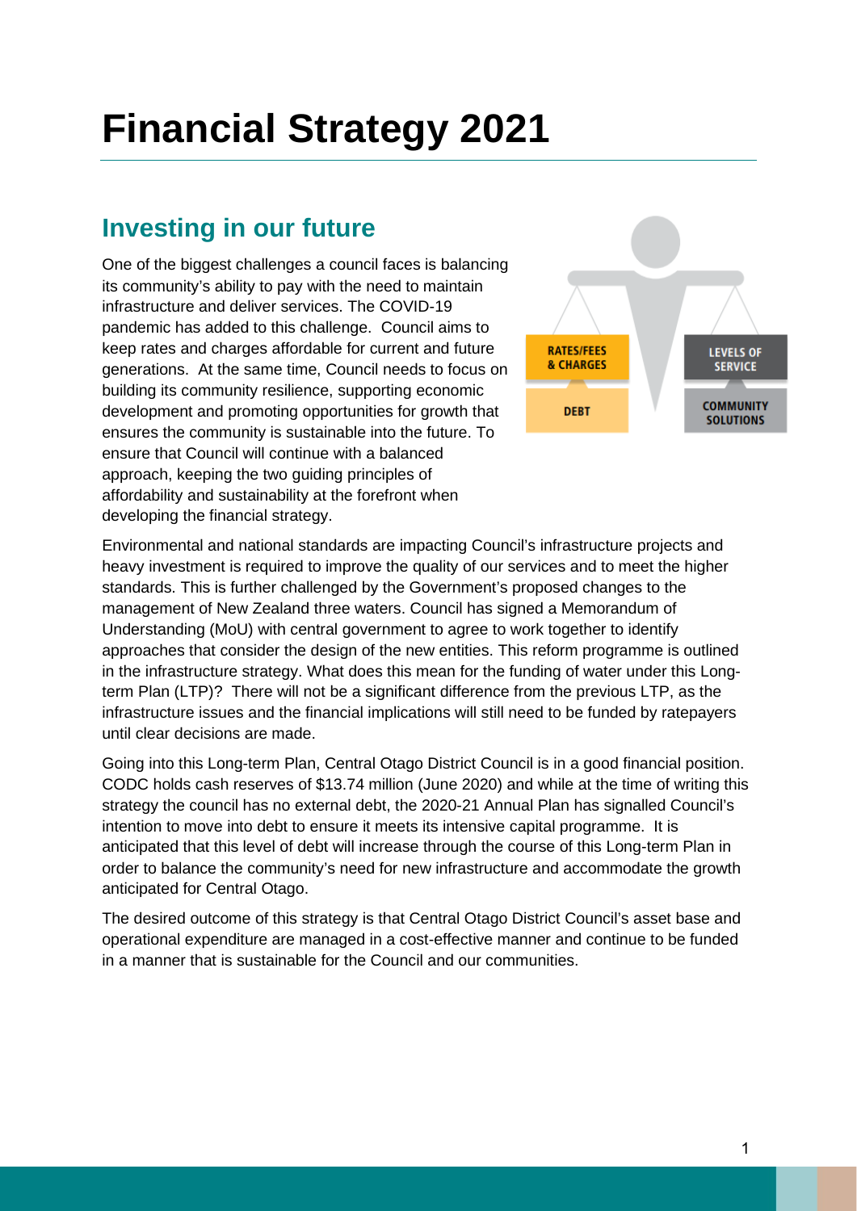# Financial Strategy 2021

## Investing in our future

One of the biggest challenges a council faces is balancing its community's ability to pay with the need to maintain infrastructure and deliver services. The COVID-19 pandemic has added to this challenge. Council aims to keep rates and charges affordable for current and future generations. At the same time, Council needs to focus on building its community resilience, supporting economic development and promoting opportunities for growth that ensures the community is sustainable into the future. To ensure that Council will continue with a balanced approach, keeping the two guiding principles of affordability and sustainability at the forefront when developing the financial strategy.

RATES/FEES & CHARGES

DEBT

LEVELS OF SERVICE

COMMUNITY SOLUTIONS

Environmental and national standards are impacting Council's infrastructure projects and heavy investment is required to improve the quality of our services and to meet the higher standards. This is further challenged by the Government's proposed changes to the management of New Zealand three waters. Council has signed a Memorandum of Understanding (MoU) with central government to agree to work together to identify approaches that consider the design of the new entities. This reform programme is outlined in the infrastructure strategy. What does this mean for the funding of water under this Long-term Plan (LTP)? There will not be a significant difference from the previous LTP, as the infrastructure issues and the financial implications will still need to be funded by ratepayers until clear decisions are made.

Going into this Long-term Plan, Central Otago District Council is in a good financial position. CODC holds cash reserves of $13.74 million (June 2020) and while at the time of writing this strategy the council has no external debt, the 2020-21 Annual Plan has signalled Council's intention to move into debt to ensure it meets its intensive capital programme. It is anticipated that this level of debt will increase through the course of this Long-term Plan in order to balance the community's need for new infrastructure and accommodate the growth anticipated for Central Otago.

The desired outcome of this strategy is that Central Otago District Council's asset base and operational expenditure are managed in a cost-effective manner and continue to be funded in a manner that is sustainable for the Council and our communities.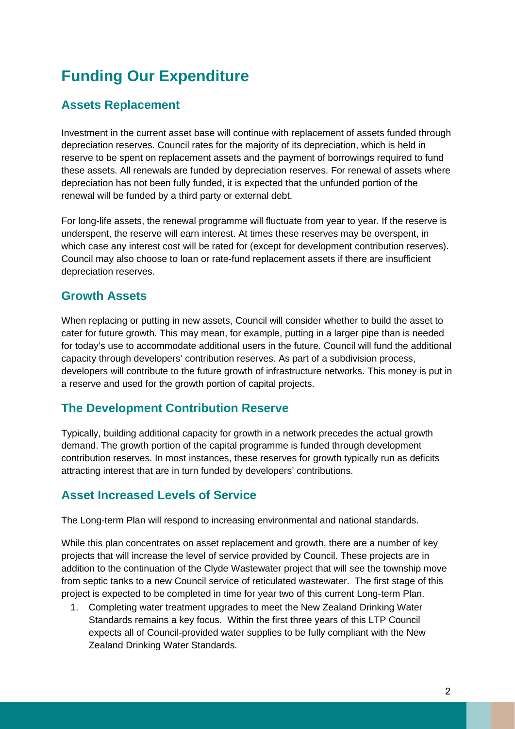# Funding Our Expenditure

## Assets Replacement

Investment in the current asset base will continue with replacement of assets funded through depreciation reserves. Council rates for the majority of its depreciation, which is held in reserve to be spent on replacement assets and the payment of borrowings required to fund these assets. All renewals are funded by depreciation reserves. For renewal of assets where depreciation has not been fully funded, it is expected that the unfunded portion of the renewal will be funded by a third party or external debt.

For long-life assets, the renewal programme will fluctuate from year to year. If the reserve is underspent, the reserve will earn interest. At times these reserves may be overspent, in which case any interest cost will be rated for (except for development contribution reserves). Council may also choose to loan or rate-fund replacement assets if there are insufficient depreciation reserves.

## Growth Assets

When replacing or putting in new assets, Council will consider whether to build the asset to cater for future growth. This may mean, for example, putting in a larger pipe than is needed for today's use to accommodate additional users in the future. Council will fund the additional capacity through developers' contribution reserves. As part of a subdivision process, developers will contribute to the future growth of infrastructure networks. This money is put in a reserve and used for the growth portion of capital projects.

## The Development Contribution Reserve

Typically, building additional capacity for growth in a network precedes the actual growth demand. The growth portion of the capital programme is funded through development contribution reserves. In most instances, these reserves for growth typically run as deficits attracting interest that are in turn funded by developers' contributions.

## Asset Increased Levels of Service

The Long-term Plan will respond to increasing environmental and national standards.

While this plan concentrates on asset replacement and growth, there are a number of key projects that will increase the level of service provided by Council. These projects are in addition to the continuation of the Clyde Wastewater project that will see the township move from septic tanks to a new Council service of reticulated wastewater. The first stage of this project is expected to be completed in time for year two of this current Long-term Plan.

1. Completing water treatment upgrades to meet the New Zealand Drinking Water Standards remains a key focus. Within the first three years of this LTP Council expects all of Council-provided water supplies to be fully compliant with the New Zealand Drinking Water Standards.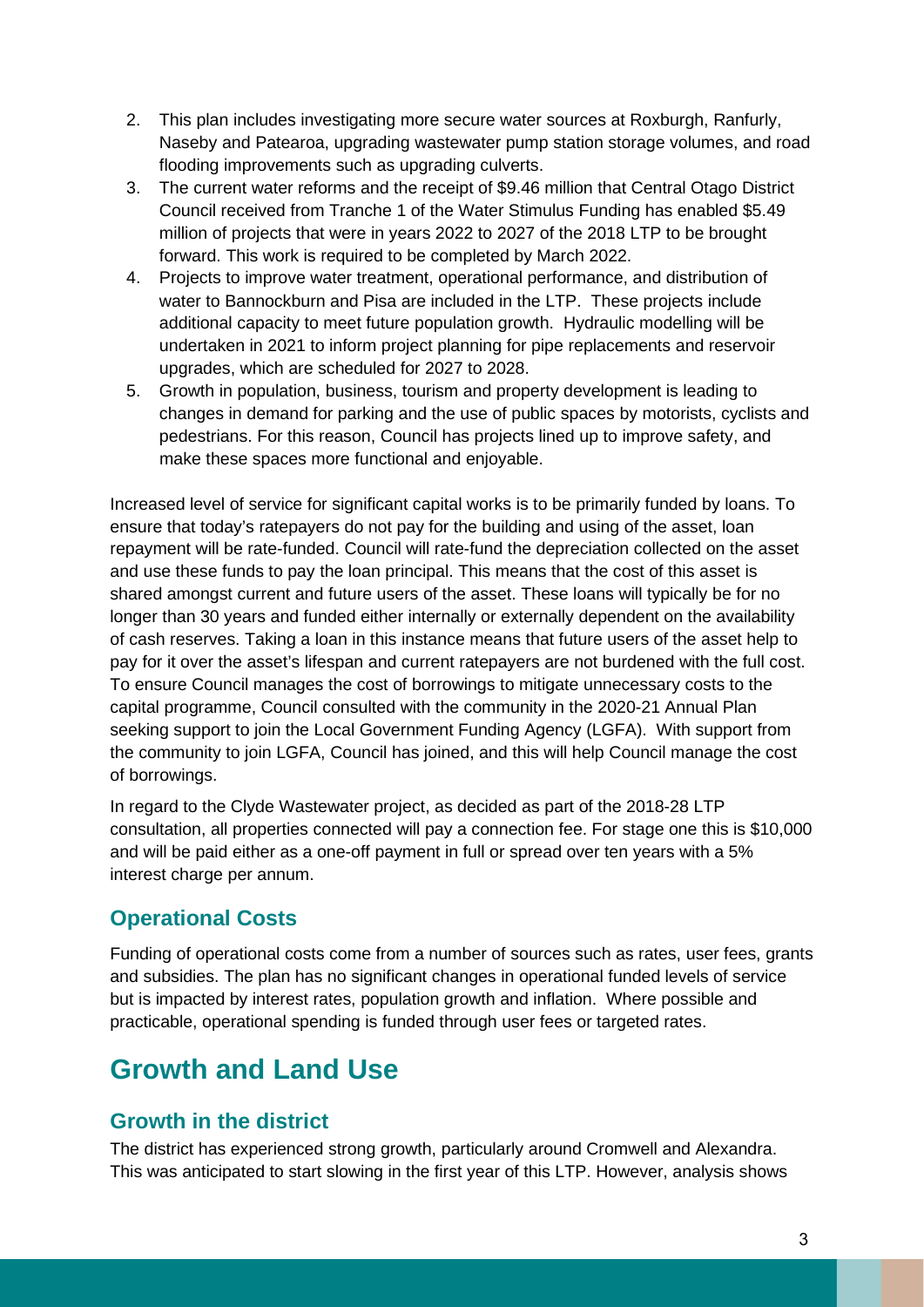2. This plan includes investigating more secure water sources at Roxburgh, Ranfurly, Naseby and Patearoa, upgrading wastewater pump station storage volumes, and road flooding improvements such as upgrading culverts.
3. The current water reforms and the receipt of $9.46 million that Central Otago District Council received from Tranche 1 of the Water Stimulus Funding has enabled $5.49 million of projects that were in years 2022 to 2027 of the 2018 LTP to be brought forward. This work is required to be completed by March 2022.
4. Projects to improve water treatment, operational performance, and distribution of water to Bannockburn and Pisa are included in the LTP. These projects include additional capacity to meet future population growth. Hydraulic modelling will be undertaken in 2021 to inform project planning for pipe replacements and reservoir upgrades, which are scheduled for 2027 to 2028.
5. Growth in population, business, tourism and property development is leading to changes in demand for parking and the use of public spaces by motorists, cyclists and pedestrians. For this reason, Council has projects lined up to improve safety, and make these spaces more functional and enjoyable.

Increased level of service for significant capital works is to be primarily funded by loans. To ensure that today's ratepayers do not pay for the building and using of the asset, loan repayment will be rate-funded. Council will rate-fund the depreciation collected on the asset and use these funds to pay the loan principal. This means that the cost of this asset is shared amongst current and future users of the asset. These loans will typically be for no longer than 30 years and funded either internally or externally dependent on the availability of cash reserves. Taking a loan in this instance means that future users of the asset help to pay for it over the asset's lifespan and current ratepayers are not burdened with the full cost. To ensure Council manages the cost of borrowings to mitigate unnecessary costs to the capital programme, Council consulted with the community in the 2020-21 Annual Plan seeking support to join the Local Government Funding Agency (LGFA). With support from the community to join LGFA, Council has joined, and this will help Council manage the cost of borrowings.

In regard to the Clyde Wastewater project, as decided as part of the 2018-28 LTP consultation, all properties connected will pay a connection fee. For stage one this is $10,000 and will be paid either as a one-off payment in full or spread over ten years with a 5% interest charge per annum.

## Operational Costs

Funding of operational costs come from a number of sources such as rates, user fees, grants and subsidies. The plan has no significant changes in operational funded levels of service but is impacted by interest rates, population growth and inflation. Where possible and practicable, operational spending is funded through user fees or targeted rates.

# Growth and Land Use

## Growth in the district

The district has experienced strong growth, particularly around Cromwell and Alexandra. This was anticipated to start slowing in the first year of this LTP. However, analysis shows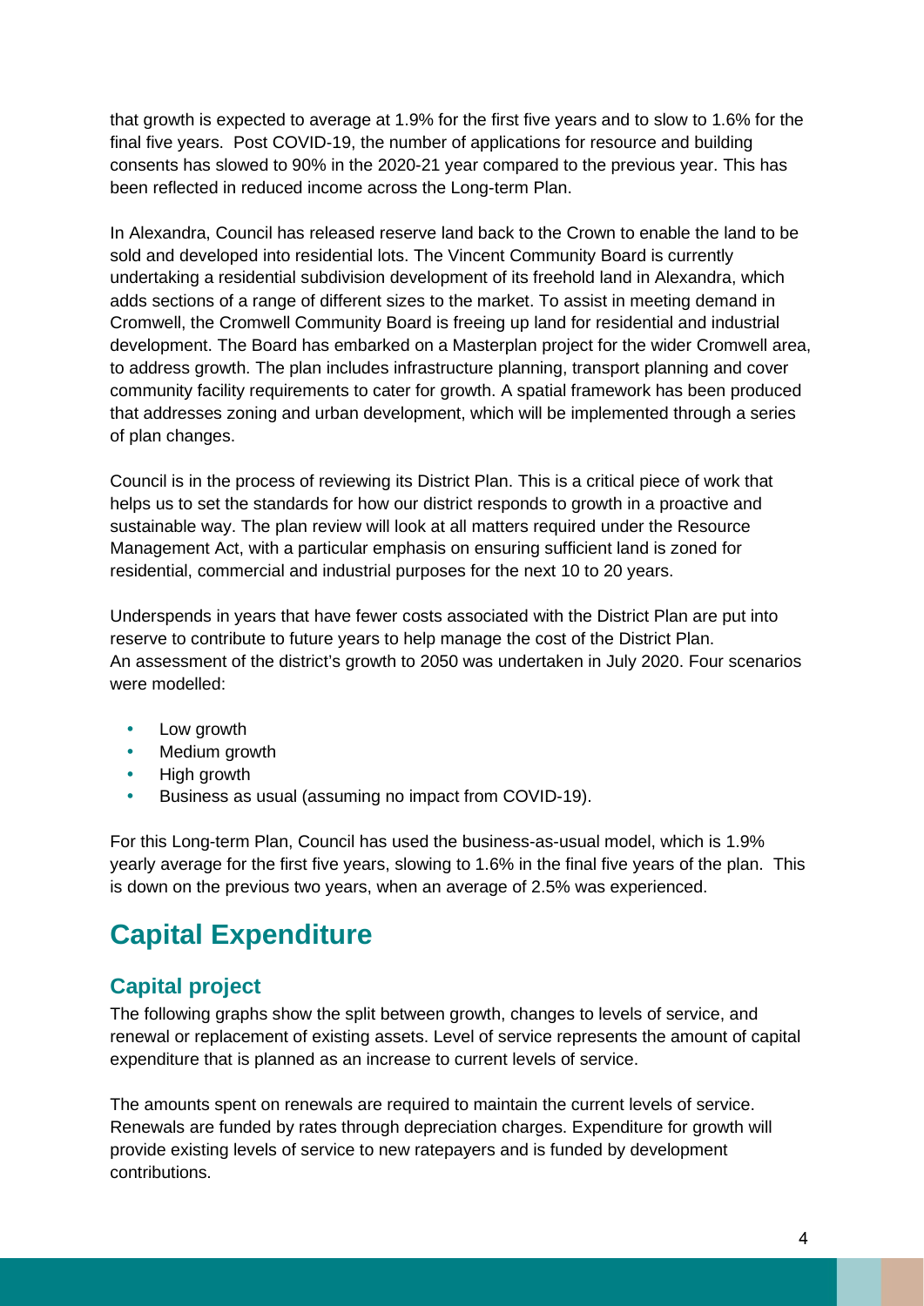that growth is expected to average at 1.9% for the first five years and to slow to 1.6% for the final five years. Post COVID-19, the number of applications for resource and building consents has slowed to 90% in the 2020-21 year compared to the previous year. This has been reflected in reduced income across the Long-term Plan.

In Alexandra, Council has released reserve land back to the Crown to enable the land to be sold and developed into residential lots. The Vincent Community Board is currently undertaking a residential subdivision development of its freehold land in Alexandra, which adds sections of a range of different sizes to the market. To assist in meeting demand in Cromwell, the Cromwell Community Board is freeing up land for residential and industrial development. The Board has embarked on a Masterplan project for the wider Cromwell area, to address growth. The plan includes infrastructure planning, transport planning and cover community facility requirements to cater for growth. A spatial framework has been produced that addresses zoning and urban development, which will be implemented through a series of plan changes.

Council is in the process of reviewing its District Plan. This is a critical piece of work that helps us to set the standards for how our district responds to growth in a proactive and sustainable way. The plan review will look at all matters required under the Resource Management Act, with a particular emphasis on ensuring sufficient land is zoned for residential, commercial and industrial purposes for the next 10 to 20 years.

Underspends in years that have fewer costs associated with the District Plan are put into reserve to contribute to future years to help manage the cost of the District Plan.
An assessment of the district's growth to 2050 was undertaken in July 2020. Four scenarios were modelled:

- Low growth
- Medium growth
- High growth
- Business as usual (assuming no impact from COVID-19).

For this Long-term Plan, Council has used the business-as-usual model, which is 1.9% yearly average for the first five years, slowing to 1.6% in the final five years of the plan. This is down on the previous two years, when an average of 2.5% was experienced.

# Capital Expenditure

## Capital project

The following graphs show the split between growth, changes to levels of service, and renewal or replacement of existing assets. Level of service represents the amount of capital expenditure that is planned as an increase to current levels of service.

The amounts spent on renewals are required to maintain the current levels of service. Renewals are funded by rates through depreciation charges. Expenditure for growth will provide existing levels of service to new ratepayers and is funded by development contributions.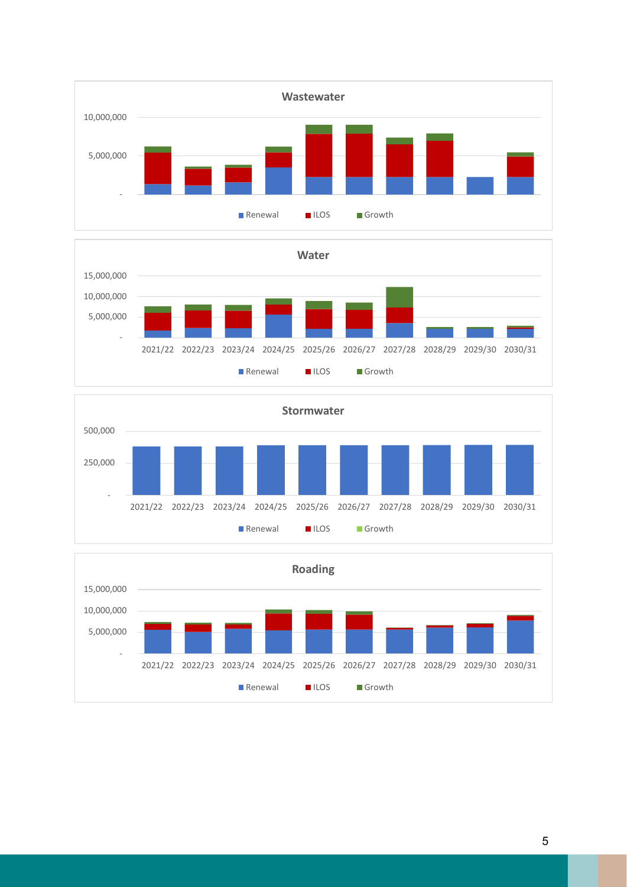**Wastewater**

10,000,000
5,000,000
-

Renewal | ILOS | Growth

**Water**

15,000,000
10,000,000
5,000,000
-

2021/22 2022/23 2023/24 2024/25 2025/26 2026/27 2027/28 2028/29 2029/30 2030/31

Renewal | ILOS | Growth

**Stormwater**

500,000
250,000
-

2021/22 2022/23 2023/24 2024/25 2025/26 2026/27 2027/28 2028/29 2029/30 2030/31

Renewal | ILOS | Growth

**Roading**

15,000,000
10,000,000
5,000,000
-

2021/22 2022/23 2023/24 2024/25 2025/26 2026/27 2027/28 2028/29 2029/30 2030/31

Renewal | ILOS | Growth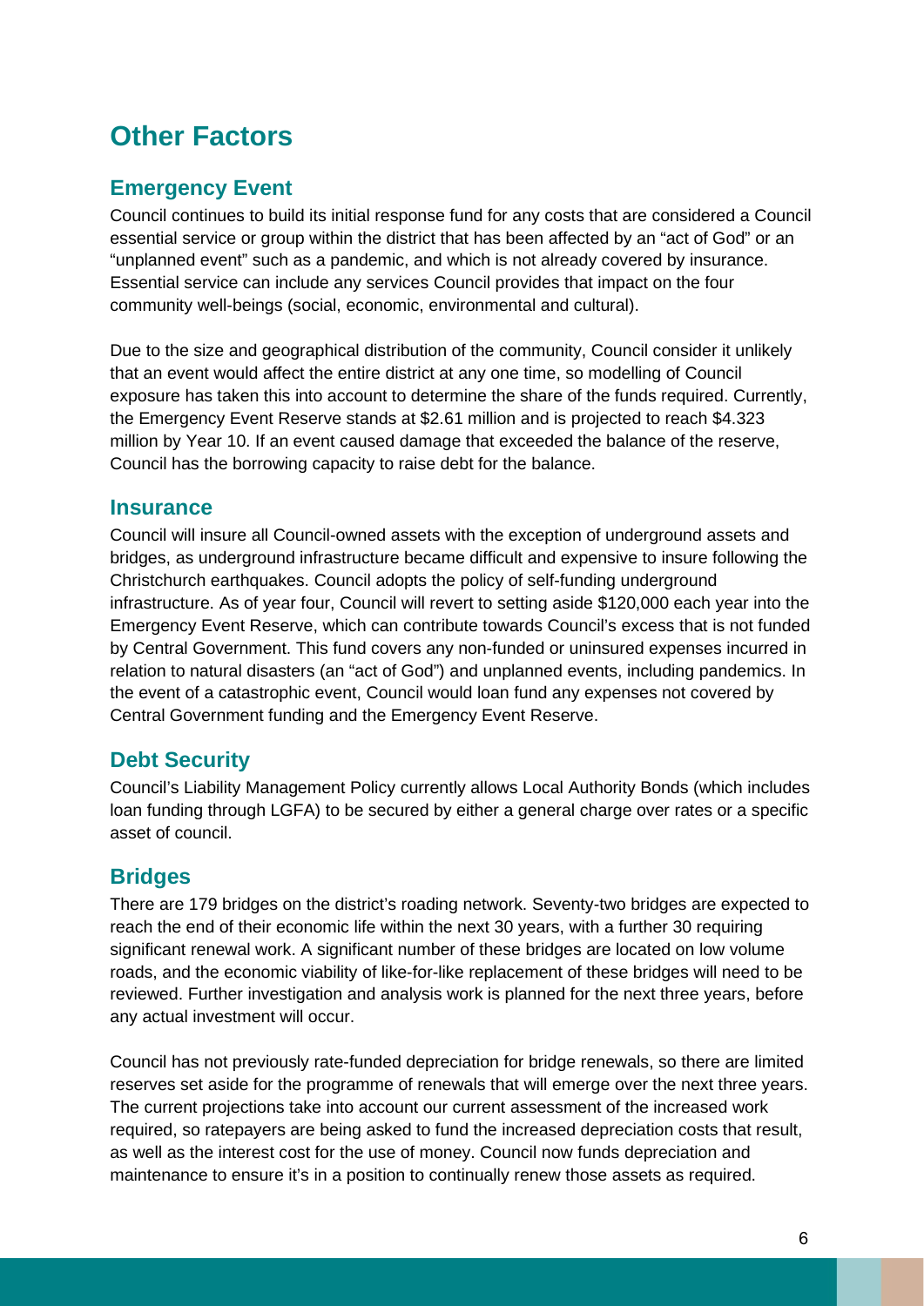# Other Factors

## Emergency Event

Council continues to build its initial response fund for any costs that are considered a Council essential service or group within the district that has been affected by an "act of God" or an "unplanned event" such as a pandemic, and which is not already covered by insurance. Essential service can include any services Council provides that impact on the four community well-beings (social, economic, environmental and cultural).

Due to the size and geographical distribution of the community, Council consider it unlikely that an event would affect the entire district at any one time, so modelling of Council exposure has taken this into account to determine the share of the funds required. Currently, the Emergency Event Reserve stands at $2.61 million and is projected to reach $4.323 million by Year 10. If an event caused damage that exceeded the balance of the reserve, Council has the borrowing capacity to raise debt for the balance.

## Insurance

Council will insure all Council-owned assets with the exception of underground assets and bridges, as underground infrastructure became difficult and expensive to insure following the Christchurch earthquakes. Council adopts the policy of self-funding underground infrastructure. As of year four, Council will revert to setting aside $120,000 each year into the Emergency Event Reserve, which can contribute towards Council's excess that is not funded by Central Government. This fund covers any non-funded or uninsured expenses incurred in relation to natural disasters (an "act of God") and unplanned events, including pandemics. In the event of a catastrophic event, Council would loan fund any expenses not covered by Central Government funding and the Emergency Event Reserve.

## Debt Security

Council's Liability Management Policy currently allows Local Authority Bonds (which includes loan funding through LGFA) to be secured by either a general charge over rates or a specific asset of council.

## Bridges

There are 179 bridges on the district's roading network. Seventy-two bridges are expected to reach the end of their economic life within the next 30 years, with a further 30 requiring significant renewal work. A significant number of these bridges are located on low volume roads, and the economic viability of like-for-like replacement of these bridges will need to be reviewed. Further investigation and analysis work is planned for the next three years, before any actual investment will occur.

Council has not previously rate-funded depreciation for bridge renewals, so there are limited reserves set aside for the programme of renewals that will emerge over the next three years. The current projections take into account our current assessment of the increased work required, so ratepayers are being asked to fund the increased depreciation costs that result, as well as the interest cost for the use of money. Council now funds depreciation and maintenance to ensure it's in a position to continually renew those assets as required.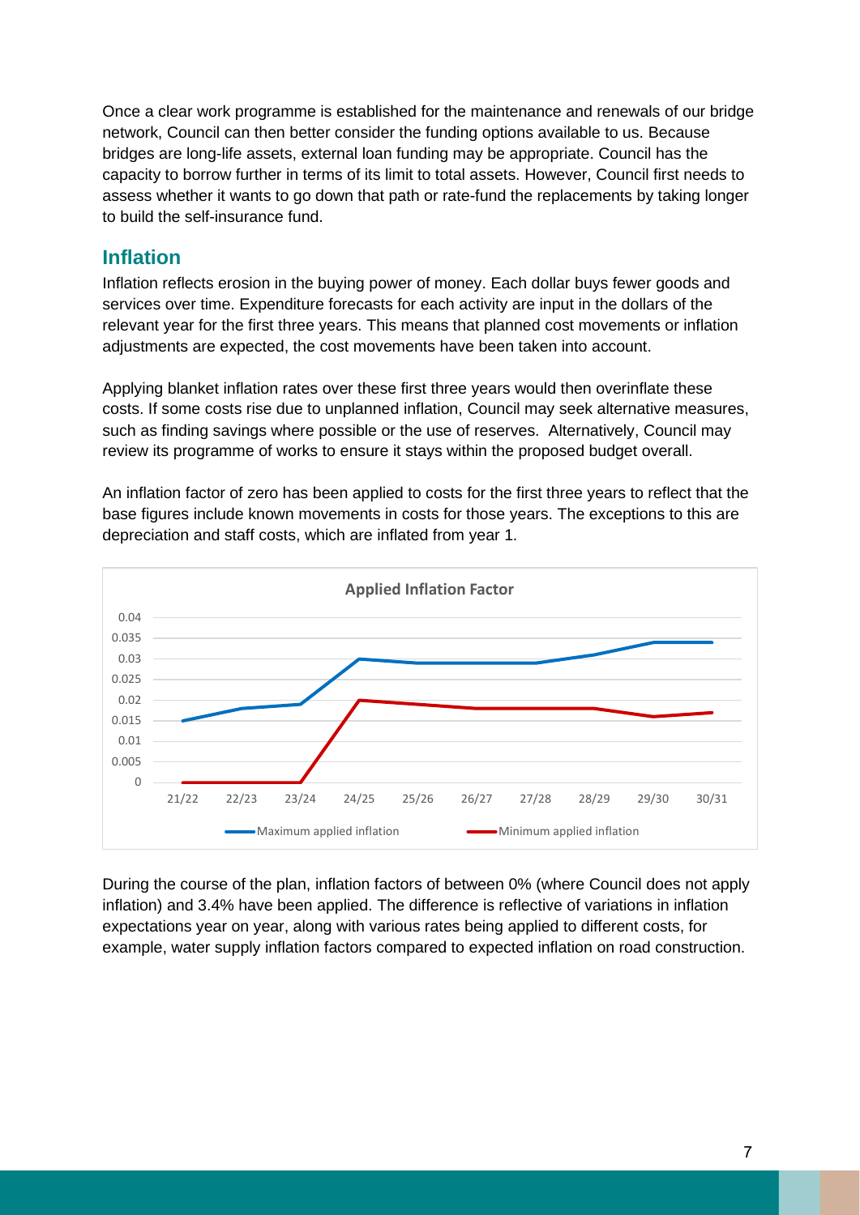Once a clear work programme is established for the maintenance and renewals of our bridge network, Council can then better consider the funding options available to us. Because bridges are long-life assets, external loan funding may be appropriate. Council has the capacity to borrow further in terms of its limit to total assets. However, Council first needs to assess whether it wants to go down that path or rate-fund the replacements by taking longer to build the self-insurance fund.

## Inflation

Inflation reflects erosion in the buying power of money. Each dollar buys fewer goods and services over time. Expenditure forecasts for each activity are input in the dollars of the relevant year for the first three years. This means that planned cost movements or inflation adjustments are expected, the cost movements have been taken into account.

Applying blanket inflation rates over these first three years would then overinflate these costs. If some costs rise due to unplanned inflation, Council may seek alternative measures, such as finding savings where possible or the use of reserves. Alternatively, Council may review its programme of works to ensure it stays within the proposed budget overall.

An inflation factor of zero has been applied to costs for the first three years to reflect that the base figures include known movements in costs for those years. The exceptions to this are depreciation and staff costs, which are inflated from year 1.

**Applied Inflation Factor**

| Year | Maximum applied inflation | Minimum applied inflation |
|---|---|---|
| 21/22 | 0.015 | 0 |
| 22/23 | 0.018 | 0 |
| 23/24 | 0.019 | 0 |
| 24/25 | 0.03 | 0.02 |
| 25/26 | 0.029 | 0.019 |
| 26/27 | 0.029 | 0.018 |
| 27/28 | 0.029 | 0.018 |
| 28/29 | 0.031 | 0.018 |
| 29/30 | 0.034 | 0.016 |
| 30/31 | 0.034 | 0.017 |

During the course of the plan, inflation factors of between 0% (where Council does not apply inflation) and 3.4% have been applied. The difference is reflective of variations in inflation expectations year on year, along with various rates being applied to different costs, for example, water supply inflation factors compared to expected inflation on road construction.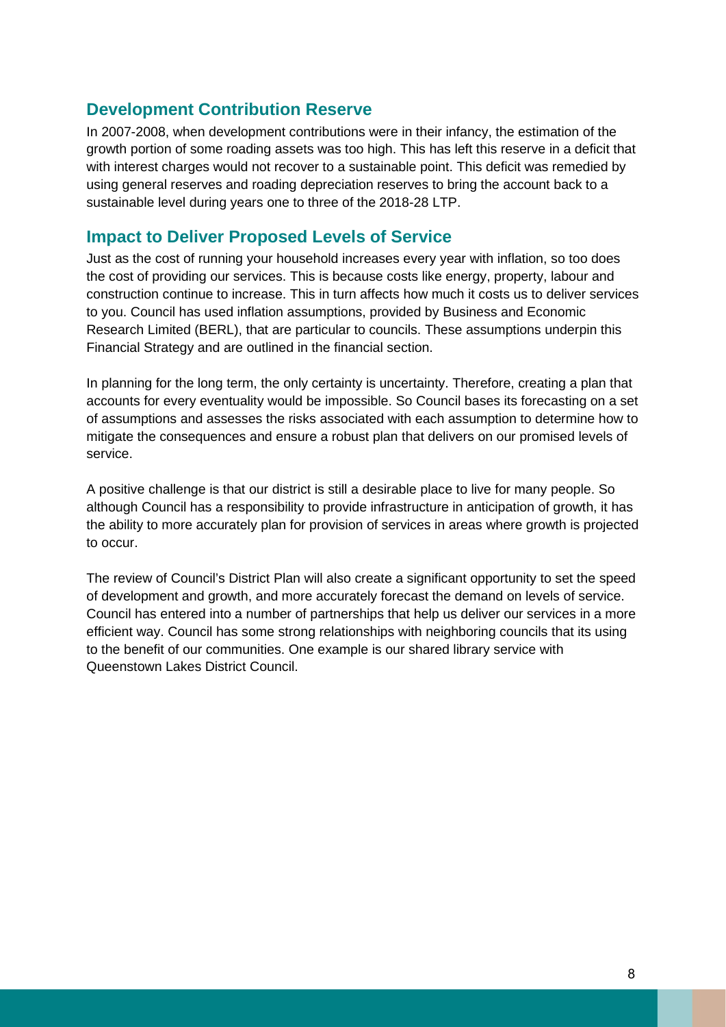## Development Contribution Reserve

In 2007-2008, when development contributions were in their infancy, the estimation of the growth portion of some roading assets was too high. This has left this reserve in a deficit that with interest charges would not recover to a sustainable point. This deficit was remedied by using general reserves and roading depreciation reserves to bring the account back to a sustainable level during years one to three of the 2018-28 LTP.

## Impact to Deliver Proposed Levels of Service

Just as the cost of running your household increases every year with inflation, so too does the cost of providing our services. This is because costs like energy, property, labour and construction continue to increase. This in turn affects how much it costs us to deliver services to you. Council has used inflation assumptions, provided by Business and Economic Research Limited (BERL), that are particular to councils. These assumptions underpin this Financial Strategy and are outlined in the financial section.

In planning for the long term, the only certainty is uncertainty. Therefore, creating a plan that accounts for every eventuality would be impossible. So Council bases its forecasting on a set of assumptions and assesses the risks associated with each assumption to determine how to mitigate the consequences and ensure a robust plan that delivers on our promised levels of service.

A positive challenge is that our district is still a desirable place to live for many people. So although Council has a responsibility to provide infrastructure in anticipation of growth, it has the ability to more accurately plan for provision of services in areas where growth is projected to occur.

The review of Council's District Plan will also create a significant opportunity to set the speed of development and growth, and more accurately forecast the demand on levels of service. Council has entered into a number of partnerships that help us deliver our services in a more efficient way. Council has some strong relationships with neighboring councils that its using to the benefit of our communities. One example is our shared library service with Queenstown Lakes District Council.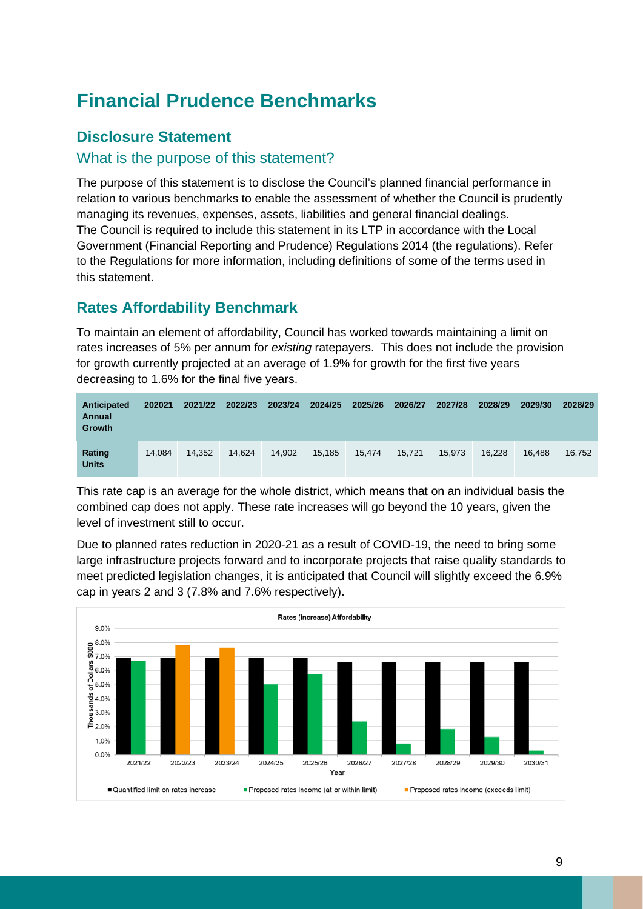# Financial Prudence Benchmarks

## Disclosure Statement

### What is the purpose of this statement?

The purpose of this statement is to disclose the Council's planned financial performance in relation to various benchmarks to enable the assessment of whether the Council is prudently managing its revenues, expenses, assets, liabilities and general financial dealings.
The Council is required to include this statement in its LTP in accordance with the Local Government (Financial Reporting and Prudence) Regulations 2014 (the regulations). Refer to the Regulations for more information, including definitions of some of the terms used in this statement.

## Rates Affordability Benchmark

To maintain an element of affordability, Council has worked towards maintaining a limit on rates increases of 5% per annum for *existing* ratepayers. This does not include the provision for growth currently projected at an average of 1.9% for growth for the first five years decreasing to 1.6% for the final five years.

| Anticipated Annual Growth | 202021 | 2021/22 | 2022/23 | 2023/24 | 2024/25 | 2025/26 | 2026/27 | 2027/28 | 2028/29 | 2029/30 | 2028/29 |
|---|---|---|---|---|---|---|---|---|---|---|---|
| Rating Units | 14,084 | 14,352 | 14,624 | 14,902 | 15,185 | 15,474 | 15,721 | 15,973 | 16,228 | 16,488 | 16,752 |

This rate cap is an average for the whole district, which means that on an individual basis the combined cap does not apply. These rate increases will go beyond the 10 years, given the level of investment still to occur.

Due to planned rates reduction in 2020-21 as a result of COVID-19, the need to bring some large infrastructure projects forward and to incorporate projects that raise quality standards to meet predicted legislation changes, it is anticipated that Council will slightly exceed the 6.9% cap in years 2 and 3 (7.8% and 7.6% respectively).

**Rates (increase) Affordability**

Legend: Quantified limit on rates increase; Proposed rates income (at or within limit); Proposed rates income (exceeds limit)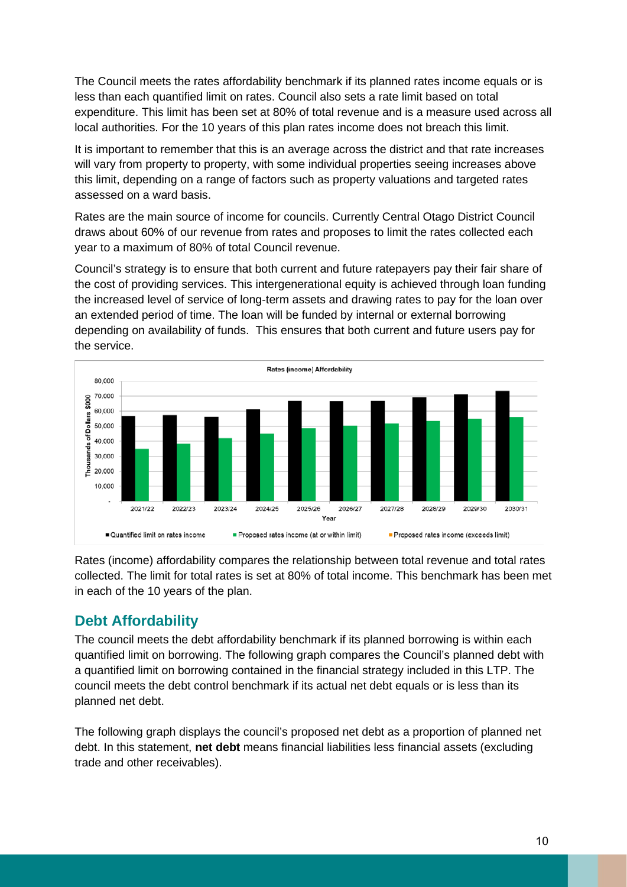The Council meets the rates affordability benchmark if its planned rates income equals or is less than each quantified limit on rates. Council also sets a rate limit based on total expenditure. This limit has been set at 80% of total revenue and is a measure used across all local authorities. For the 10 years of this plan rates income does not breach this limit.

It is important to remember that this is an average across the district and that rate increases will vary from property to property, with some individual properties seeing increases above this limit, depending on a range of factors such as property valuations and targeted rates assessed on a ward basis.

Rates are the main source of income for councils. Currently Central Otago District Council draws about 60% of our revenue from rates and proposes to limit the rates collected each year to a maximum of 80% of total Council revenue.

Council's strategy is to ensure that both current and future ratepayers pay their fair share of the cost of providing services. This intergenerational equity is achieved through loan funding the increased level of service of long-term assets and drawing rates to pay for the loan over an extended period of time. The loan will be funded by internal or external borrowing depending on availability of funds. This ensures that both current and future users pay for the service.

Rates (income) Affordability

Rates (income) affordability compares the relationship between total revenue and total rates collected. The limit for total rates is set at 80% of total income. This benchmark has been met in each of the 10 years of the plan.

## Debt Affordability

The council meets the debt affordability benchmark if its planned borrowing is within each quantified limit on borrowing. The following graph compares the Council's planned debt with a quantified limit on borrowing contained in the financial strategy included in this LTP. The council meets the debt control benchmark if its actual net debt equals or is less than its planned net debt.

The following graph displays the council's proposed net debt as a proportion of planned net debt. In this statement, **net debt** means financial liabilities less financial assets (excluding trade and other receivables).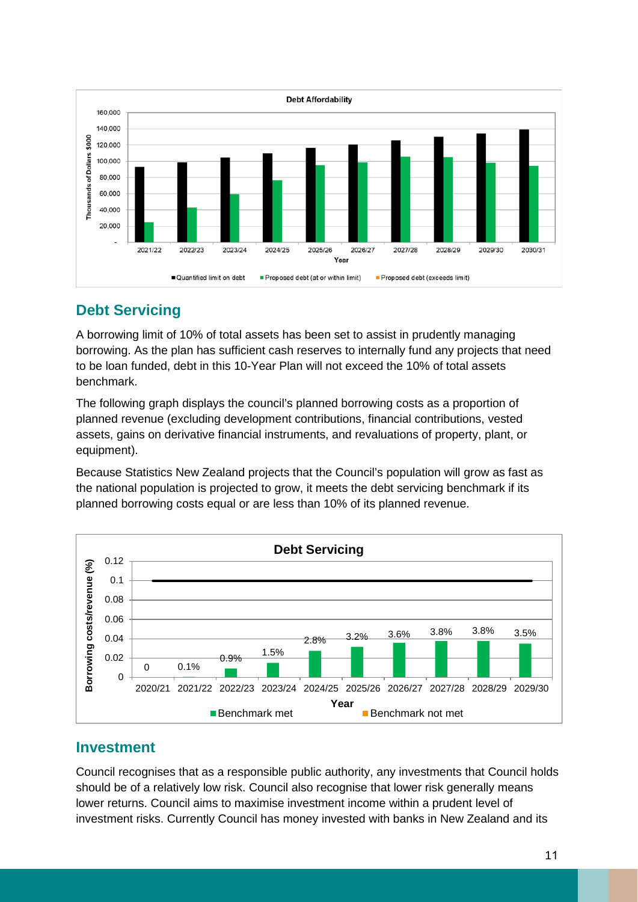## Debt Servicing

A borrowing limit of 10% of total assets has been set to assist in prudently managing borrowing. As the plan has sufficient cash reserves to internally fund any projects that need to be loan funded, debt in this 10-Year Plan will not exceed the 10% of total assets benchmark.

The following graph displays the council's planned borrowing costs as a proportion of planned revenue (excluding development contributions, financial contributions, vested assets, gains on derivative financial instruments, and revaluations of property, plant, or equipment).

Because Statistics New Zealand projects that the Council's population will grow as fast as the national population is projected to grow, it meets the debt servicing benchmark if its planned borrowing costs equal or are less than 10% of its planned revenue.

## Investment

Council recognises that as a responsible public authority, any investments that Council holds should be of a relatively low risk. Council also recognise that lower risk generally means lower returns. Council aims to maximise investment income within a prudent level of investment risks. Currently Council has money invested with banks in New Zealand and its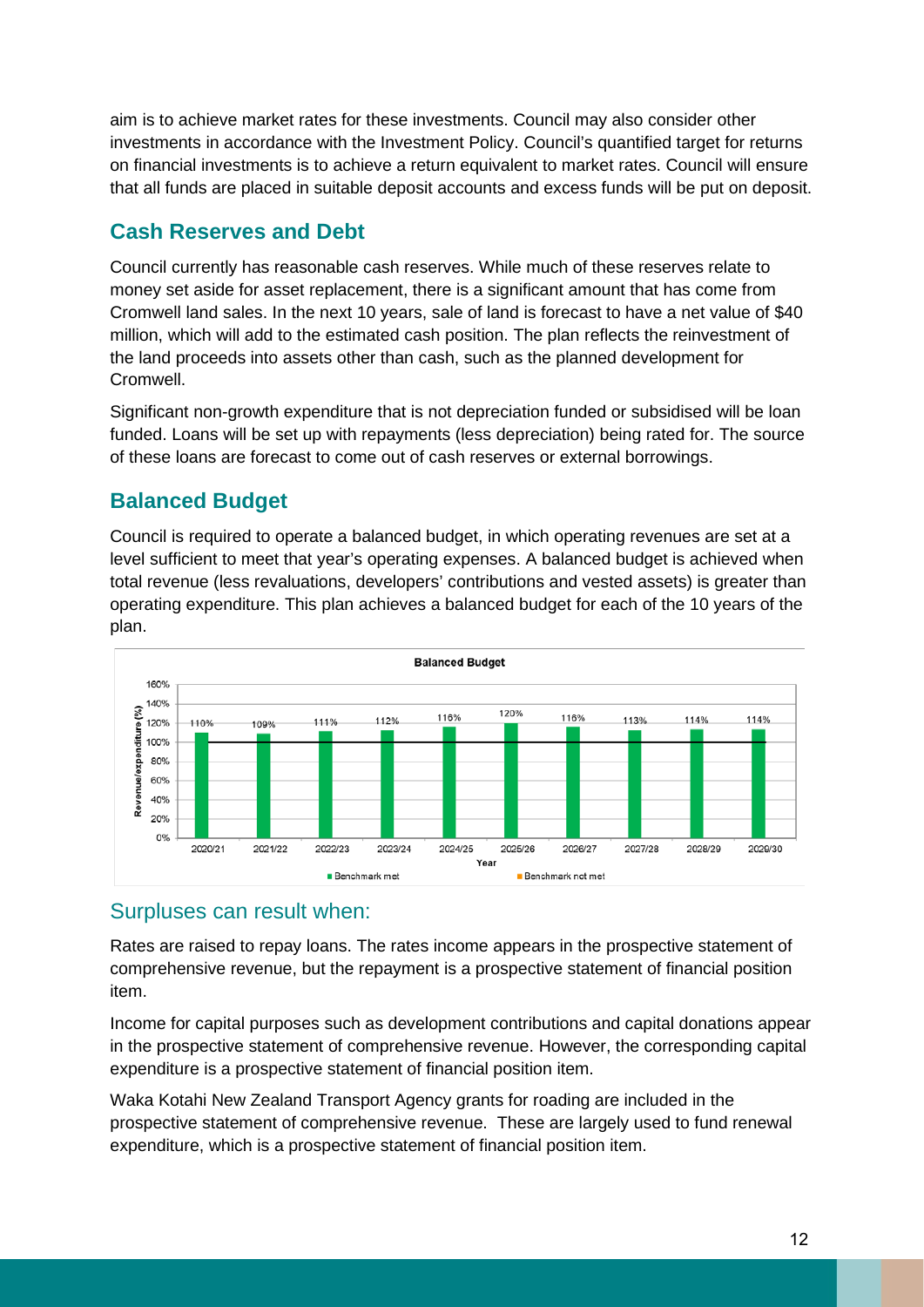aim is to achieve market rates for these investments. Council may also consider other investments in accordance with the Investment Policy. Council's quantified target for returns on financial investments is to achieve a return equivalent to market rates. Council will ensure that all funds are placed in suitable deposit accounts and excess funds will be put on deposit.

## Cash Reserves and Debt

Council currently has reasonable cash reserves. While much of these reserves relate to money set aside for asset replacement, there is a significant amount that has come from Cromwell land sales. In the next 10 years, sale of land is forecast to have a net value of $40 million, which will add to the estimated cash position. The plan reflects the reinvestment of the land proceeds into assets other than cash, such as the planned development for Cromwell.

Significant non-growth expenditure that is not depreciation funded or subsidised will be loan funded. Loans will be set up with repayments (less depreciation) being rated for. The source of these loans are forecast to come out of cash reserves or external borrowings.

## Balanced Budget

Council is required to operate a balanced budget, in which operating revenues are set at a level sufficient to meet that year's operating expenses. A balanced budget is achieved when total revenue (less revaluations, developers' contributions and vested assets) is greater than operating expenditure. This plan achieves a balanced budget for each of the 10 years of the plan.

**Balanced Budget**

| Year | Revenue/expenditure (%) |
|---|---|
| 2020/21 | 110% |
| 2021/22 | 109% |
| 2022/23 | 111% |
| 2023/24 | 112% |
| 2024/25 | 116% |
| 2025/26 | 120% |
| 2026/27 | 116% |
| 2027/28 | 113% |
| 2028/29 | 114% |
| 2029/30 | 114% |

Benchmark met / Benchmark not met

### Surpluses can result when:

Rates are raised to repay loans. The rates income appears in the prospective statement of comprehensive revenue, but the repayment is a prospective statement of financial position item.

Income for capital purposes such as development contributions and capital donations appear in the prospective statement of comprehensive revenue. However, the corresponding capital expenditure is a prospective statement of financial position item.

Waka Kotahi New Zealand Transport Agency grants for roading are included in the prospective statement of comprehensive revenue. These are largely used to fund renewal expenditure, which is a prospective statement of financial position item.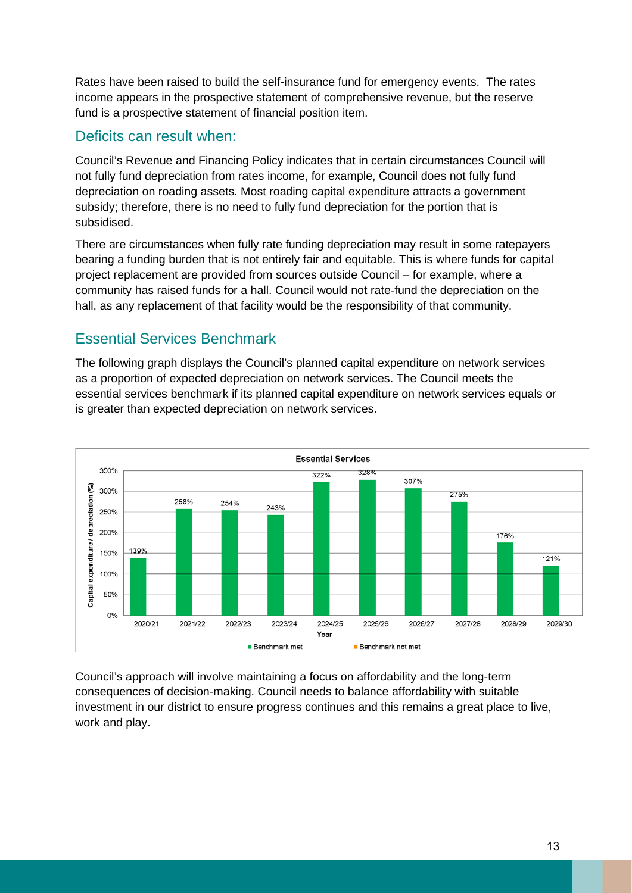Rates have been raised to build the self-insurance fund for emergency events. The rates income appears in the prospective statement of comprehensive revenue, but the reserve fund is a prospective statement of financial position item.

## Deficits can result when:

Council's Revenue and Financing Policy indicates that in certain circumstances Council will not fully fund depreciation from rates income, for example, Council does not fully fund depreciation on roading assets. Most roading capital expenditure attracts a government subsidy; therefore, there is no need to fully fund depreciation for the portion that is subsidised.

There are circumstances when fully rate funding depreciation may result in some ratepayers bearing a funding burden that is not entirely fair and equitable. This is where funds for capital project replacement are provided from sources outside Council – for example, where a community has raised funds for a hall. Council would not rate-fund the depreciation on the hall, as any replacement of that facility would be the responsibility of that community.

## Essential Services Benchmark

The following graph displays the Council's planned capital expenditure on network services as a proportion of expected depreciation on network services. The Council meets the essential services benchmark if its planned capital expenditure on network services equals or is greater than expected depreciation on network services.

Essential Services

Capital expenditure / depreciation (%)

350%
300%
250%
200%
150%
100%
50%
0%

139%
258%
254%
243%
322%
328%
307%
275%
176%
121%

2020/21
2021/22
2022/23
2023/24
2024/25
2025/26
2026/27
2027/28
2028/29
2029/30

Year

Benchmark met
Benchmark not met

Council's approach will involve maintaining a focus on affordability and the long-term consequences of decision-making. Council needs to balance affordability with suitable investment in our district to ensure progress continues and this remains a great place to live, work and play.